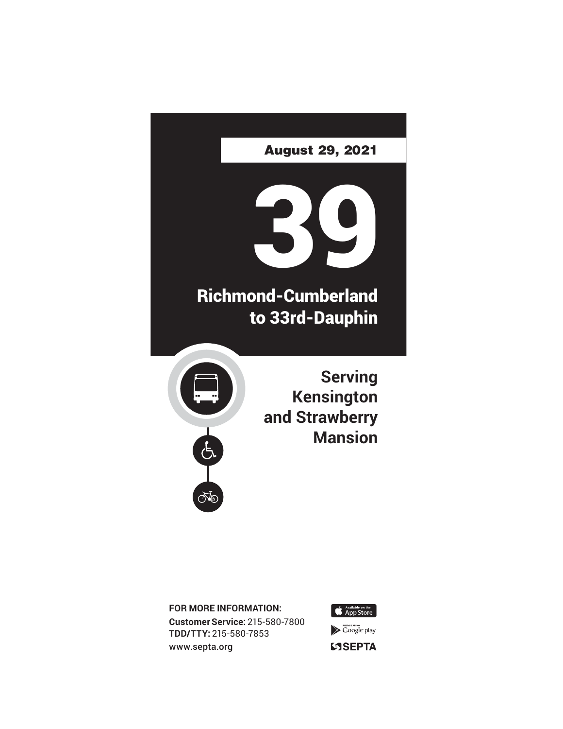**August 29, 2021**

# 39

## Richmond-Cumberland to 33rd-Dauphin

### Serving Kensington and Strawberry Mansion

**FOR MORE INFORMATION:**
**Customer Service:** 215-580-7800
**TDD/TTY:** 215-580-7853
www.septa.org

Available on the App Store
Android App on Google play
SEPTA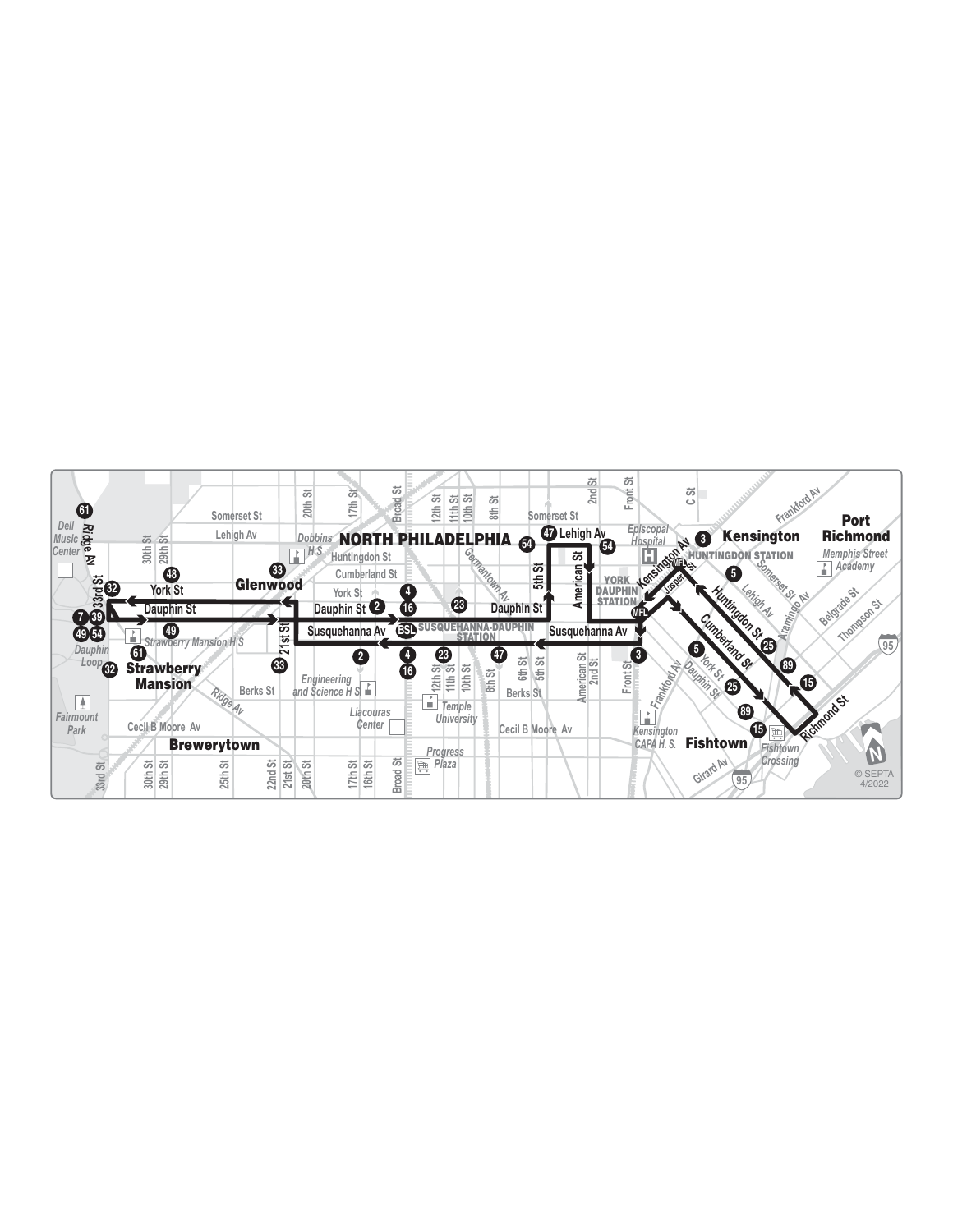Dell Music Center

Ridge Av

61

33rd St

32

7 39

49 54

Dauphin Loop

32

61

Strawberry Mansion

30th St

29th St

Somerset St

Lehigh Av

48

York St

Dauphin St

49

Strawberry Mansion H S

Fairmount Park

Cecil B Moore Av

Brewerytown

33rd St

30th St

29th St

25th St

22nd St

21st St

20th St

Ridge Av

Berks St

33

Glenwood

33

21st St

20th St

17th St

Dobbins H S

Huntingdon St

Cumberland St

York St

Dauphin St

2

4

16

Susquehanna Av

BSL

2

4

16

Engineering and Science H S

Liacouras Center

17th St

16th St

Broad St

Broad St

**NORTH PHILADELPHIA**

12th St

11th St

10th St

8th St

Germantown Av

23

SUSQUEHANNA-DAUPHIN STATION

23

47

12th St

11th St

10th St

8th St

6th St

5th St

Temple University

Berks St

Cecil B Moore Av

Progress Plaza

Somerset St

54

47 Lehigh Av

54

5th St

American St

Dauphin St

Susquehanna Av

2nd St

Front St

YORK DAUPHIN STATION

MFL

American St

2nd St

Front St

3

Episcopal Hospital

C St

3

Kensington

Kensington Av

MFL

HUNTINGDON STATION

5

Jasper St

Somerset St

Lehigh Av

Huntingdon St

Aramingo Av

25

89

15

Cumberland St

5

York St

Dauphin St

25

89

Frankford Av

Kensington CAPA H. S.

Fishtown

15

Fishtown Crossing

Girard Av

95

Richmond St

Frankford Av

Port Richmond

Memphis Street Academy

Belgrade St

Thompson St

95

N

© SEPTA 4/2022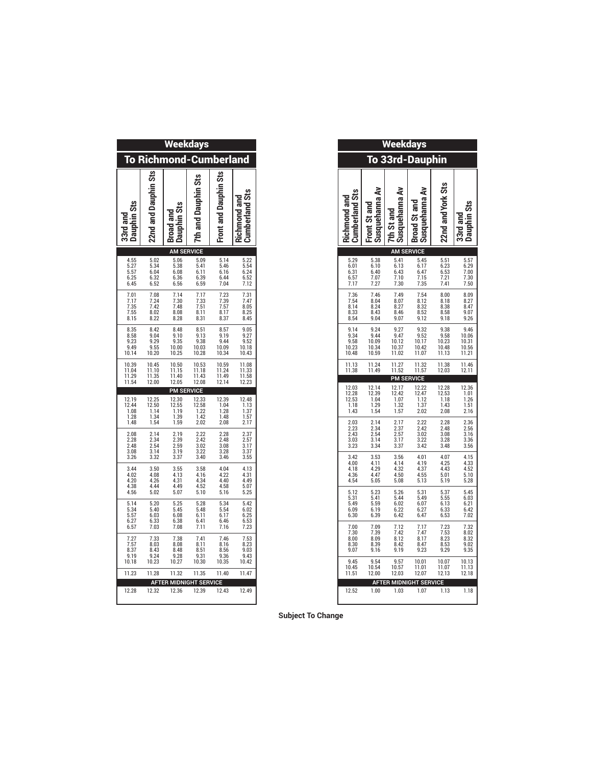## Weekdays

### To Richmond-Cumberland

| 33rd and Dauphin Sts | 22nd and Dauphin Sts | Broad and Dauphin Sts | 7th and Dauphin Sts | Front and Dauphin Sts | Richmond and Cumberland Sts |
|---|---|---|---|---|---|
| **AM SERVICE** | | | | | |
| 4.55 | 5.02 | 5.06 | 5.09 | 5.14 | 5.22 |
| 5.27 | 5.34 | 5.38 | 5.41 | 5.46 | 5.54 |
| 5.57 | 6.04 | 6.08 | 6.11 | 6.16 | 6.24 |
| 6.25 | 6.32 | 6.36 | 6.39 | 6.44 | 6.52 |
| 6.45 | 6.52 | 6.56 | 6.59 | 7.04 | 7.12 |
| 7.01 | 7.08 | 7.14 | 7.17 | 7.23 | 7.31 |
| 7.17 | 7.24 | 7.30 | 7.33 | 7.39 | 7.47 |
| 7.35 | 7.42 | 7.48 | 7.51 | 7.57 | 8.05 |
| 7.55 | 8.02 | 8.08 | 8.11 | 8.17 | 8.25 |
| 8.15 | 8.22 | 8.28 | 8.31 | 8.37 | 8.45 |
| 8.35 | 8.42 | 8.48 | 8.51 | 8.57 | 9.05 |
| 8.58 | 9.04 | 9.10 | 9.13 | 9.19 | 9.27 |
| 9.23 | 9.29 | 9.35 | 9.38 | 9.44 | 9.52 |
| 9.49 | 9.55 | 10.00 | 10.03 | 10.09 | 10.18 |
| 10.14 | 10.20 | 10.25 | 10.28 | 10.34 | 10.43 |
| 10.39 | 10.45 | 10.50 | 10.53 | 10.59 | 11.08 |
| 11.04 | 11.10 | 11.15 | 11.18 | 11.24 | 11.33 |
| 11.29 | 11.35 | 11.40 | 11.43 | 11.49 | 11.58 |
| 11.54 | 12.00 | 12.05 | 12.08 | 12.14 | 12.23 |
| **PM SERVICE** | | | | | |
| 12.19 | 12.25 | 12.30 | 12.33 | 12.39 | 12.48 |
| 12.44 | 12.50 | 12.55 | 12.58 | 1.04 | 1.13 |
| 1.08 | 1.14 | 1.19 | 1.22 | 1.28 | 1.37 |
| 1.28 | 1.34 | 1.39 | 1.42 | 1.48 | 1.57 |
| 1.48 | 1.54 | 1.59 | 2.02 | 2.08 | 2.17 |
| 2.08 | 2.14 | 2.19 | 2.22 | 2.28 | 2.37 |
| 2.28 | 2.34 | 2.39 | 2.42 | 2.48 | 2.57 |
| 2.48 | 2.54 | 2.59 | 3.02 | 3.08 | 3.17 |
| 3.08 | 3.14 | 3.19 | 3.22 | 3.28 | 3.37 |
| 3.26 | 3.32 | 3.37 | 3.40 | 3.46 | 3.55 |
| 3.44 | 3.50 | 3.55 | 3.58 | 4.04 | 4.13 |
| 4.02 | 4.08 | 4.13 | 4.16 | 4.22 | 4.31 |
| 4.20 | 4.26 | 4.31 | 4.34 | 4.40 | 4.49 |
| 4.38 | 4.44 | 4.49 | 4.52 | 4.58 | 5.07 |
| 4.56 | 5.02 | 5.07 | 5.10 | 5.16 | 5.25 |
| 5.14 | 5.20 | 5.25 | 5.28 | 5.34 | 5.42 |
| 5.34 | 5.40 | 5.45 | 5.48 | 5.54 | 6.02 |
| 5.57 | 6.03 | 6.08 | 6.11 | 6.17 | 6.25 |
| 6.27 | 6.33 | 6.38 | 6.41 | 6.46 | 6.53 |
| 6.57 | 7.03 | 7.08 | 7.11 | 7.16 | 7.23 |
| 7.27 | 7.33 | 7.38 | 7.41 | 7.46 | 7.53 |
| 7.57 | 8.03 | 8.08 | 8.11 | 8.16 | 8.23 |
| 8.37 | 8.43 | 8.48 | 8.51 | 8.56 | 9.03 |
| 9.19 | 9.24 | 9.28 | 9.31 | 9.36 | 9.43 |
| 10.18 | 10.23 | 10.27 | 10.30 | 10.35 | 10.42 |
| 11.23 | 11.28 | 11.32 | 11.35 | 11.40 | 11.47 |
| **AFTER MIDNIGHT SERVICE** | | | | | |
| 12.28 | 12.32 | 12.36 | 12.39 | 12.43 | 12.49 |

## Weekdays

### To 33rd-Dauphin

| Richmond and Cumberland Sts | Front St and Susquehanna Av | 7th St and Susquehanna Av | Broad St and Susquehanna Av | 22nd and York Sts | 33rd and Dauphin Sts |
|---|---|---|---|---|---|
| **AM SERVICE** | | | | | |
| 5.29 | 5.38 | 5.41 | 5.45 | 5.51 | 5.57 |
| 6.01 | 6.10 | 6.13 | 6.17 | 6.23 | 6.29 |
| 6.31 | 6.40 | 6.43 | 6.47 | 6.53 | 7.00 |
| 6.57 | 7.07 | 7.10 | 7.15 | 7.21 | 7.30 |
| 7.17 | 7.27 | 7.30 | 7.35 | 7.41 | 7.50 |
| 7.36 | 7.46 | 7.49 | 7.54 | 8.00 | 8.09 |
| 7.54 | 8.04 | 8.07 | 8.12 | 8.18 | 8.27 |
| 8.14 | 8.24 | 8.27 | 8.32 | 8.38 | 8.47 |
| 8.33 | 8.43 | 8.46 | 8.52 | 8.58 | 9.07 |
| 8.54 | 9.04 | 9.07 | 9.12 | 9.18 | 9.26 |
| 9.14 | 9.24 | 9.27 | 9.32 | 9.38 | 9.46 |
| 9.34 | 9.44 | 9.47 | 9.52 | 9.58 | 10.06 |
| 9.58 | 10.09 | 10.12 | 10.17 | 10.23 | 10.31 |
| 10.23 | 10.34 | 10.37 | 10.42 | 10.48 | 10.56 |
| 10.48 | 10.59 | 11.02 | 11.07 | 11.13 | 11.21 |
| 11.13 | 11.24 | 11.27 | 11.32 | 11.38 | 11.46 |
| 11.38 | 11.49 | 11.52 | 11.57 | 12.03 | 12.11 |
| **PM SERVICE** | | | | | |
| 12.03 | 12.14 | 12.17 | 12.22 | 12.28 | 12.36 |
| 12.28 | 12.39 | 12.42 | 12.47 | 12.53 | 1.01 |
| 12.53 | 1.04 | 1.07 | 1.12 | 1.18 | 1.26 |
| 1.18 | 1.29 | 1.32 | 1.37 | 1.43 | 1.51 |
| 1.43 | 1.54 | 1.57 | 2.02 | 2.08 | 2.16 |
| 2.03 | 2.14 | 2.17 | 2.22 | 2.28 | 2.36 |
| 2.23 | 2.34 | 2.37 | 2.42 | 2.48 | 2.56 |
| 2.43 | 2.54 | 2.57 | 3.02 | 3.08 | 3.16 |
| 3.03 | 3.14 | 3.17 | 3.22 | 3.28 | 3.36 |
| 3.23 | 3.34 | 3.37 | 3.42 | 3.48 | 3.56 |
| 3.42 | 3.53 | 3.56 | 4.01 | 4.07 | 4.15 |
| 4.00 | 4.11 | 4.14 | 4.19 | 4.25 | 4.33 |
| 4.18 | 4.29 | 4.32 | 4.37 | 4.43 | 4.52 |
| 4.36 | 4.47 | 4.50 | 4.55 | 5.01 | 5.10 |
| 4.54 | 5.05 | 5.08 | 5.13 | 5.19 | 5.28 |
| 5.12 | 5.23 | 5.26 | 5.31 | 5.37 | 5.45 |
| 5.31 | 5.41 | 5.44 | 5.49 | 5.55 | 6.03 |
| 5.49 | 5.59 | 6.02 | 6.07 | 6.13 | 6.21 |
| 6.09 | 6.19 | 6.22 | 6.27 | 6.33 | 6.42 |
| 6.30 | 6.39 | 6.42 | 6.47 | 6.53 | 7.02 |
| 7.00 | 7.09 | 7.12 | 7.17 | 7.23 | 7.32 |
| 7.30 | 7.39 | 7.42 | 7.47 | 7.53 | 8.02 |
| 8.00 | 8.09 | 8.12 | 8.17 | 8.23 | 8.32 |
| 8.30 | 8.39 | 8.42 | 8.47 | 8.53 | 9.02 |
| 9.07 | 9.16 | 9.19 | 9.23 | 9.29 | 9.35 |
| 9.45 | 9.54 | 9.57 | 10.01 | 10.07 | 10.13 |
| 10.45 | 10.54 | 10.57 | 11.01 | 11.07 | 11.13 |
| 11.51 | 12.00 | 12.03 | 12.07 | 12.13 | 12.18 |
| **AFTER MIDNIGHT SERVICE** | | | | | |
| 12.52 | 1.00 | 1.03 | 1.07 | 1.13 | 1.18 |

**Subject To Change**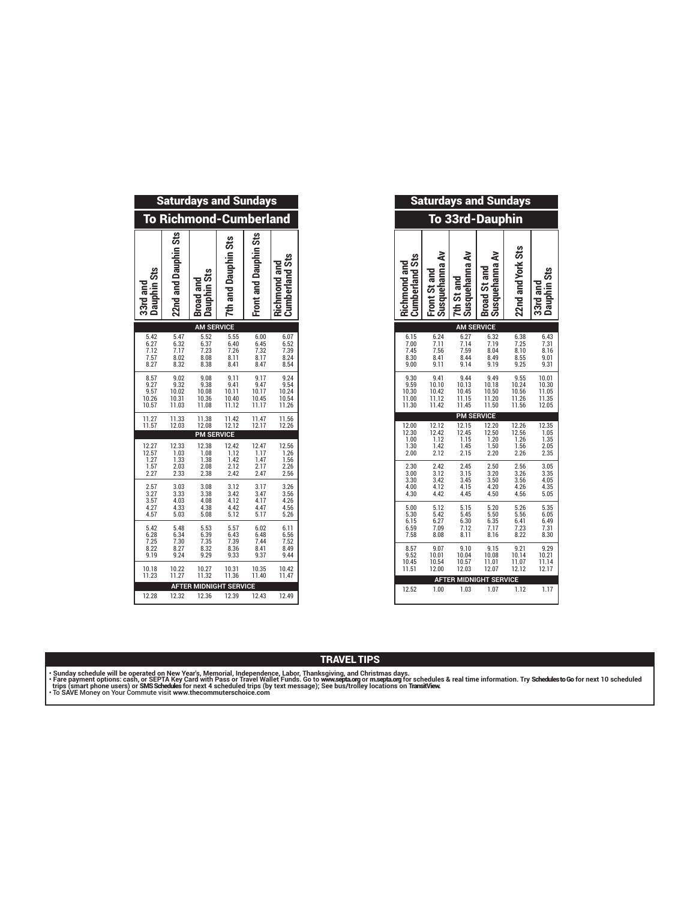## Saturdays and Sundays

### To Richmond-Cumberland

| 33rd and Dauphin Sts | 22nd and Dauphin Sts | Broad and Dauphin Sts | 7th and Dauphin Sts | Front and Dauphin Sts | Richmond and Cumberland Sts |
|---|---|---|---|---|---|
| **AM SERVICE** | | | | | |
| 5.42 | 5.47 | 5.52 | 5.55 | 6.00 | 6.07 |
| 6.27 | 6.32 | 6.37 | 6.40 | 6.45 | 6.52 |
| 7.12 | 7.17 | 7.23 | 7.26 | 7.32 | 7.39 |
| 7.57 | 8.02 | 8.08 | 8.11 | 8.17 | 8.24 |
| 8.27 | 8.32 | 8.38 | 8.41 | 8.47 | 8.54 |
| 8.57 | 9.02 | 9.08 | 9.11 | 9.17 | 9.24 |
| 9.27 | 9.32 | 9.38 | 9.41 | 9.47 | 9.54 |
| 9.57 | 10.02 | 10.08 | 10.11 | 10.17 | 10.24 |
| 10.26 | 10.31 | 10.36 | 10.40 | 10.45 | 10.54 |
| 10.57 | 11.03 | 11.08 | 11.12 | 11.17 | 11.26 |
| 11.27 | 11.33 | 11.38 | 11.42 | 11.47 | 11.56 |
| 11.57 | 12.03 | 12.08 | 12.12 | 12.17 | 12.26 |
| **PM SERVICE** | | | | | |
| 12.27 | 12.33 | 12.38 | 12.42 | 12.47 | 12.56 |
| 12.57 | 1.03 | 1.08 | 1.12 | 1.17 | 1.26 |
| 1.27 | 1.33 | 1.38 | 1.42 | 1.47 | 1.56 |
| 1.57 | 2.03 | 2.08 | 2.12 | 2.17 | 2.26 |
| 2.27 | 2.33 | 2.38 | 2.42 | 2.47 | 2.56 |
| 2.57 | 3.03 | 3.08 | 3.12 | 3.17 | 3.26 |
| 3.27 | 3.33 | 3.38 | 3.42 | 3.47 | 3.56 |
| 3.57 | 4.03 | 4.08 | 4.12 | 4.17 | 4.26 |
| 4.27 | 4.33 | 4.38 | 4.42 | 4.47 | 4.56 |
| 4.57 | 5.03 | 5.08 | 5.12 | 5.17 | 5.26 |
| 5.42 | 5.48 | 5.53 | 5.57 | 6.02 | 6.11 |
| 6.28 | 6.34 | 6.39 | 6.43 | 6.48 | 6.56 |
| 7.25 | 7.30 | 7.35 | 7.39 | 7.44 | 7.52 |
| 8.22 | 8.27 | 8.32 | 8.36 | 8.41 | 8.49 |
| 9.19 | 9.24 | 9.29 | 9.33 | 9.37 | 9.44 |
| 10.18 | 10.22 | 10.27 | 10.31 | 10.35 | 10.42 |
| 11.23 | 11.27 | 11.32 | 11.36 | 11.40 | 11.47 |
| **AFTER MIDNIGHT SERVICE** | | | | | |
| 12.28 | 12.32 | 12.36 | 12.39 | 12.43 | 12.49 |

## Saturdays and Sundays

### To 33rd-Dauphin

| Richmond and Cumberland Sts | Front St and Susquehanna Av | 7th St and Susquehanna Av | Broad St and Susquehanna Av | 22nd and York Sts | 33rd and Dauphin Sts |
|---|---|---|---|---|---|
| **AM SERVICE** | | | | | |
| 6.15 | 6.24 | 6.27 | 6.32 | 6.38 | 6.43 |
| 7.00 | 7.11 | 7.14 | 7.19 | 7.25 | 7.31 |
| 7.45 | 7.56 | 7.59 | 8.04 | 8.10 | 8.16 |
| 8.30 | 8.41 | 8.44 | 8.49 | 8.55 | 9.01 |
| 9.00 | 9.11 | 9.14 | 9.19 | 9.25 | 9.31 |
| 9.30 | 9.41 | 9.44 | 9.49 | 9.55 | 10.01 |
| 9.59 | 10.10 | 10.13 | 10.18 | 10.24 | 10.30 |
| 10.30 | 10.42 | 10.45 | 10.50 | 10.56 | 11.05 |
| 11.00 | 11.12 | 11.15 | 11.20 | 11.26 | 11.35 |
| 11.30 | 11.42 | 11.45 | 11.50 | 11.56 | 12.05 |
| **PM SERVICE** | | | | | |
| 12.00 | 12.12 | 12.15 | 12.20 | 12.26 | 12.35 |
| 12.30 | 12.42 | 12.45 | 12.50 | 12.56 | 1.05 |
| 1.00 | 1.12 | 1.15 | 1.20 | 1.26 | 1.35 |
| 1.30 | 1.42 | 1.45 | 1.50 | 1.56 | 2.05 |
| 2.00 | 2.12 | 2.15 | 2.20 | 2.26 | 2.35 |
| 2.30 | 2.42 | 2.45 | 2.50 | 2.56 | 3.05 |
| 3.00 | 3.12 | 3.15 | 3.20 | 3.26 | 3.35 |
| 3.30 | 3.42 | 3.45 | 3.50 | 3.56 | 4.05 |
| 4.00 | 4.12 | 4.15 | 4.20 | 4.26 | 4.35 |
| 4.30 | 4.42 | 4.45 | 4.50 | 4.56 | 5.05 |
| 5.00 | 5.12 | 5.15 | 5.20 | 5.26 | 5.35 |
| 5.30 | 5.42 | 5.45 | 5.50 | 5.56 | 6.05 |
| 6.15 | 6.27 | 6.30 | 6.35 | 6.41 | 6.49 |
| 6.59 | 7.09 | 7.12 | 7.17 | 7.23 | 7.31 |
| 7.58 | 8.08 | 8.11 | 8.16 | 8.22 | 8.30 |
| 8.57 | 9.07 | 9.10 | 9.15 | 9.21 | 9.29 |
| 9.52 | 10.01 | 10.04 | 10.08 | 10.14 | 10.21 |
| 10.45 | 10.54 | 10.57 | 11.01 | 11.07 | 11.14 |
| 11.51 | 12.00 | 12.03 | 12.07 | 12.12 | 12.17 |
| **AFTER MIDNIGHT SERVICE** | | | | | |
| 12.52 | 1.00 | 1.03 | 1.07 | 1.12 | 1.17 |

## TRAVEL TIPS

- **Sunday schedule will be operated on New Year's, Memorial, Independence, Labor, Thanksgiving, and Christmas days.**
- **Fare payment options: cash, or SEPTA Key Card with Pass or Travel Wallet Funds. Go to www.septa.org or m.septa.org for schedules & real time information. Try *Schedules to Go* for next 10 scheduled trips (smart phone users) or *SMS Schedules* for next 4 scheduled trips (by text message); See bus/trolley locations on *TransitView*.**
- To **SAVE** Money on Your Commute visit **www.thecommuterschoice.com**